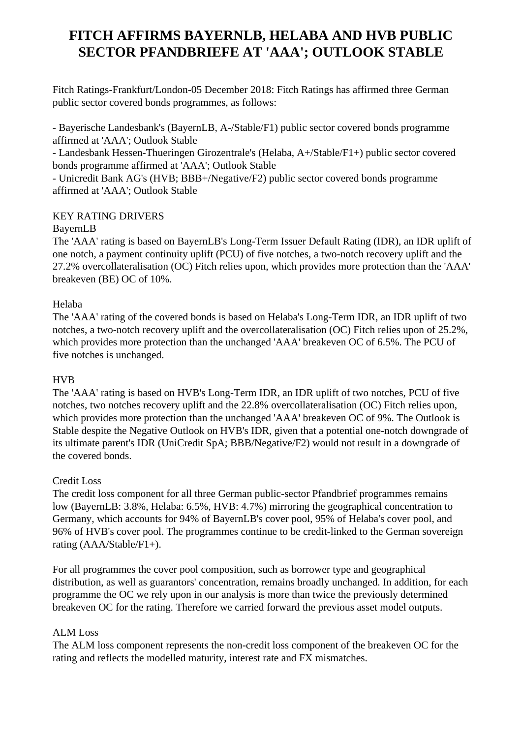# FITCH AFFIRMS BAYERNLB, HELABA AND HVB PUBLIC SECTOR PFANDBRIEFE AT 'AAA'; OUTLOOK STABLE

Fitch Ratings-Frankfurt/London-05 December 2018: Fitch Ratings has affirmed three German public sector covered bonds programmes, as follows:

- Bayerische Landesbank's (BayernLB, A-/Stable/F1) public sector covered bonds programme affirmed at 'AAA'; Outlook Stable
- Landesbank Hessen-Thueringen Girozentrale's (Helaba, A+/Stable/F1+) public sector covered bonds programme affirmed at 'AAA'; Outlook Stable
- Unicredit Bank AG's (HVB; BBB+/Negative/F2) public sector covered bonds programme affirmed at 'AAA'; Outlook Stable

KEY RATING DRIVERS

BayernLB

The 'AAA' rating is based on BayernLB's Long-Term Issuer Default Rating (IDR), an IDR uplift of one notch, a payment continuity uplift (PCU) of five notches, a two-notch recovery uplift and the 27.2% overcollateralisation (OC) Fitch relies upon, which provides more protection than the 'AAA' breakeven (BE) OC of 10%.

Helaba

The 'AAA' rating of the covered bonds is based on Helaba's Long-Term IDR, an IDR uplift of two notches, a two-notch recovery uplift and the overcollateralisation (OC) Fitch relies upon of 25.2%, which provides more protection than the unchanged 'AAA' breakeven OC of 6.5%. The PCU of five notches is unchanged.

HVB

The 'AAA' rating is based on HVB's Long-Term IDR, an IDR uplift of two notches, PCU of five notches, two notches recovery uplift and the 22.8% overcollateralisation (OC) Fitch relies upon, which provides more protection than the unchanged 'AAA' breakeven OC of 9%. The Outlook is Stable despite the Negative Outlook on HVB's IDR, given that a potential one-notch downgrade of its ultimate parent's IDR (UniCredit SpA; BBB/Negative/F2) would not result in a downgrade of the covered bonds.

Credit Loss

The credit loss component for all three German public-sector Pfandbrief programmes remains low (BayernLB: 3.8%, Helaba: 6.5%, HVB: 4.7%) mirroring the geographical concentration to Germany, which accounts for 94% of BayernLB's cover pool, 95% of Helaba's cover pool, and 96% of HVB's cover pool. The programmes continue to be credit-linked to the German sovereign rating (AAA/Stable/F1+).

For all programmes the cover pool composition, such as borrower type and geographical distribution, as well as guarantors' concentration, remains broadly unchanged. In addition, for each programme the OC we rely upon in our analysis is more than twice the previously determined breakeven OC for the rating. Therefore we carried forward the previous asset model outputs.

ALM Loss

The ALM loss component represents the non-credit loss component of the breakeven OC for the rating and reflects the modelled maturity, interest rate and FX mismatches.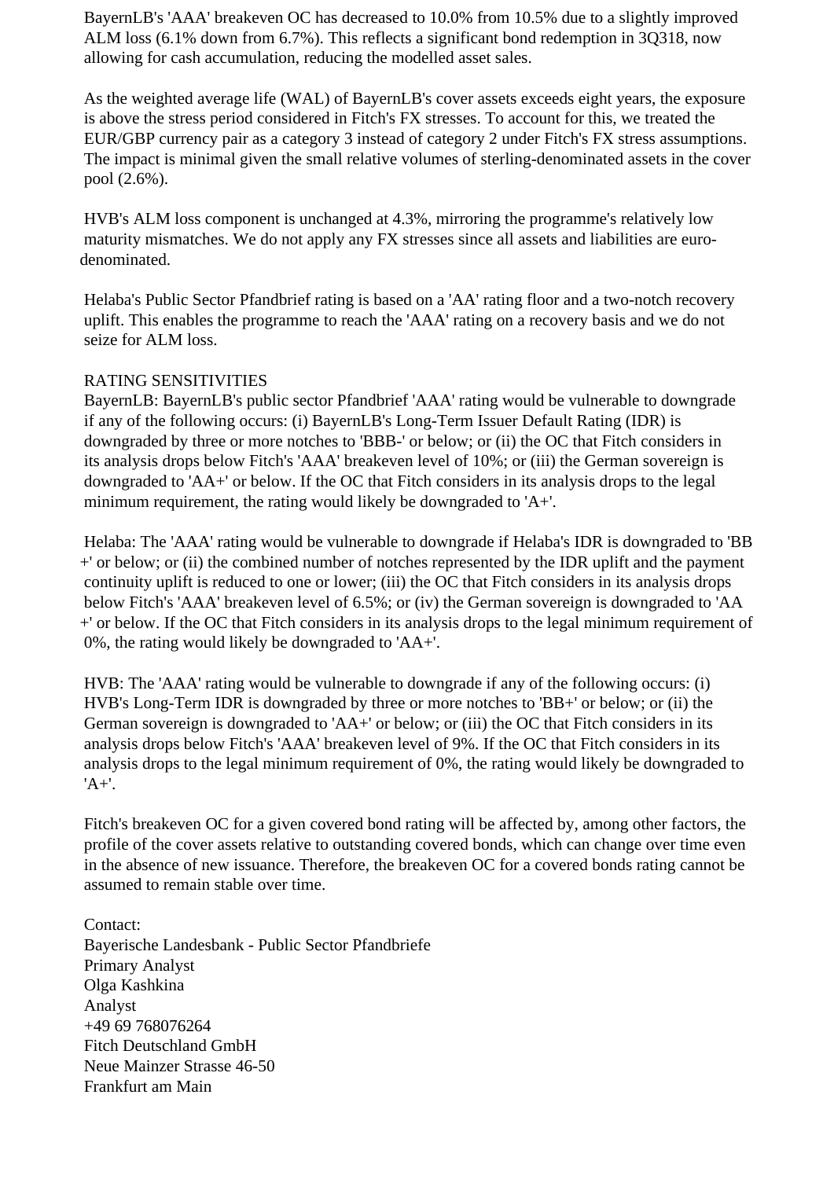BayernLB's 'AAA' breakeven OC has decreased to 10.0% from 10.5% due to a slightly improved ALM loss (6.1% down from 6.7%). This reflects a significant bond redemption in 3Q318, now allowing for cash accumulation, reducing the modelled asset sales.

As the weighted average life (WAL) of BayernLB's cover assets exceeds eight years, the exposure is above the stress period considered in Fitch's FX stresses. To account for this, we treated the EUR/GBP currency pair as a category 3 instead of category 2 under Fitch's FX stress assumptions. The impact is minimal given the small relative volumes of sterling-denominated assets in the cover pool (2.6%).

HVB's ALM loss component is unchanged at 4.3%, mirroring the programme's relatively low maturity mismatches. We do not apply any FX stresses since all assets and liabilities are euro-denominated.

Helaba's Public Sector Pfandbrief rating is based on a 'AA' rating floor and a two-notch recovery uplift. This enables the programme to reach the 'AAA' rating on a recovery basis and we do not seize for ALM loss.

RATING SENSITIVITIES

BayernLB: BayernLB's public sector Pfandbrief 'AAA' rating would be vulnerable to downgrade if any of the following occurs: (i) BayernLB's Long-Term Issuer Default Rating (IDR) is downgraded by three or more notches to 'BBB-' or below; or (ii) the OC that Fitch considers in its analysis drops below Fitch's 'AAA' breakeven level of 10%; or (iii) the German sovereign is downgraded to 'AA+' or below. If the OC that Fitch considers in its analysis drops to the legal minimum requirement, the rating would likely be downgraded to 'A+'.

Helaba: The 'AAA' rating would be vulnerable to downgrade if Helaba's IDR is downgraded to 'BB+' or below; or (ii) the combined number of notches represented by the IDR uplift and the payment continuity uplift is reduced to one or lower; (iii) the OC that Fitch considers in its analysis drops below Fitch's 'AAA' breakeven level of 6.5%; or (iv) the German sovereign is downgraded to 'AA+' or below. If the OC that Fitch considers in its analysis drops to the legal minimum requirement of 0%, the rating would likely be downgraded to 'AA+'.

HVB: The 'AAA' rating would be vulnerable to downgrade if any of the following occurs: (i) HVB's Long-Term IDR is downgraded by three or more notches to 'BB+' or below; or (ii) the German sovereign is downgraded to 'AA+' or below; or (iii) the OC that Fitch considers in its analysis drops below Fitch's 'AAA' breakeven level of 9%. If the OC that Fitch considers in its analysis drops to the legal minimum requirement of 0%, the rating would likely be downgraded to 'A+'.

Fitch's breakeven OC for a given covered bond rating will be affected by, among other factors, the profile of the cover assets relative to outstanding covered bonds, which can change over time even in the absence of new issuance. Therefore, the breakeven OC for a covered bonds rating cannot be assumed to remain stable over time.

Contact:
Bayerische Landesbank - Public Sector Pfandbriefe
Primary Analyst
Olga Kashkina
Analyst
+49 69 768076264
Fitch Deutschland GmbH
Neue Mainzer Strasse 46-50
Frankfurt am Main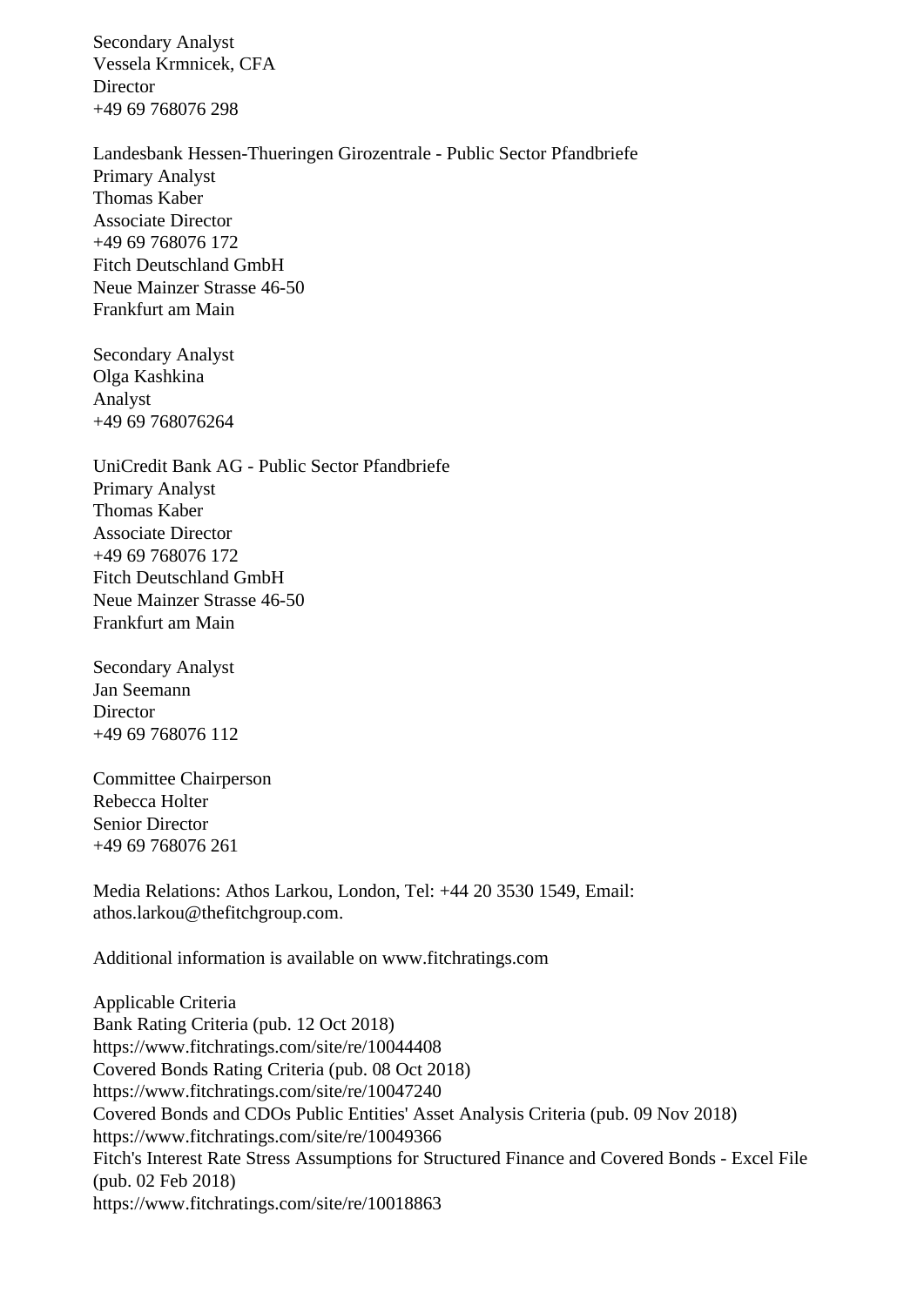Secondary Analyst
Vessela Krmnicek, CFA
Director
+49 69 768076 298

Landesbank Hessen-Thueringen Girozentrale - Public Sector Pfandbriefe
Primary Analyst
Thomas Kaber
Associate Director
+49 69 768076 172
Fitch Deutschland GmbH
Neue Mainzer Strasse 46-50
Frankfurt am Main

Secondary Analyst
Olga Kashkina
Analyst
+49 69 768076264

UniCredit Bank AG - Public Sector Pfandbriefe
Primary Analyst
Thomas Kaber
Associate Director
+49 69 768076 172
Fitch Deutschland GmbH
Neue Mainzer Strasse 46-50
Frankfurt am Main

Secondary Analyst
Jan Seemann
Director
+49 69 768076 112

Committee Chairperson
Rebecca Holter
Senior Director
+49 69 768076 261

Media Relations: Athos Larkou, London, Tel: +44 20 3530 1549, Email: athos.larkou@thefitchgroup.com.

Additional information is available on www.fitchratings.com

Applicable Criteria
Bank Rating Criteria (pub. 12 Oct 2018)
https://www.fitchratings.com/site/re/10044408
Covered Bonds Rating Criteria (pub. 08 Oct 2018)
https://www.fitchratings.com/site/re/10047240
Covered Bonds and CDOs Public Entities' Asset Analysis Criteria (pub. 09 Nov 2018)
https://www.fitchratings.com/site/re/10049366
Fitch's Interest Rate Stress Assumptions for Structured Finance and Covered Bonds - Excel File (pub. 02 Feb 2018)
https://www.fitchratings.com/site/re/10018863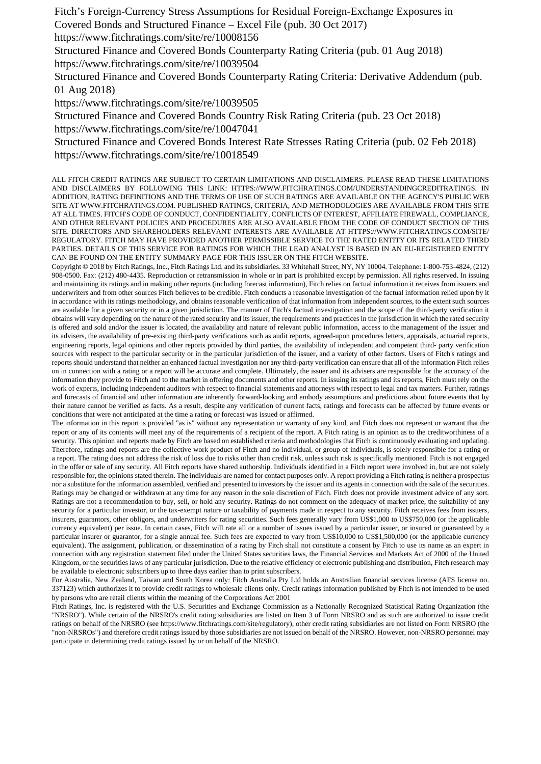Fitch's Foreign-Currency Stress Assumptions for Residual Foreign-Exchange Exposures in Covered Bonds and Structured Finance – Excel File (pub. 30 Oct 2017)

https://www.fitchratings.com/site/re/10008156

Structured Finance and Covered Bonds Counterparty Rating Criteria (pub. 01 Aug 2018)

https://www.fitchratings.com/site/re/10039504

Structured Finance and Covered Bonds Counterparty Rating Criteria: Derivative Addendum (pub. 01 Aug 2018)

https://www.fitchratings.com/site/re/10039505

Structured Finance and Covered Bonds Country Risk Rating Criteria (pub. 23 Oct 2018)

https://www.fitchratings.com/site/re/10047041

Structured Finance and Covered Bonds Interest Rate Stresses Rating Criteria (pub. 02 Feb 2018)

https://www.fitchratings.com/site/re/10018549

ALL FITCH CREDIT RATINGS ARE SUBJECT TO CERTAIN LIMITATIONS AND DISCLAIMERS. PLEASE READ THESE LIMITATIONS AND DISCLAIMERS BY FOLLOWING THIS LINK: HTTPS://WWW.FITCHRATINGS.COM/UNDERSTANDINGCREDITRATINGS. IN ADDITION, RATING DEFINITIONS AND THE TERMS OF USE OF SUCH RATINGS ARE AVAILABLE ON THE AGENCY'S PUBLIC WEB SITE AT WWW.FITCHRATINGS.COM. PUBLISHED RATINGS, CRITERIA, AND METHODOLOGIES ARE AVAILABLE FROM THIS SITE AT ALL TIMES. FITCH'S CODE OF CONDUCT, CONFIDENTIALITY, CONFLICTS OF INTEREST, AFFILIATE FIREWALL, COMPLIANCE, AND OTHER RELEVANT POLICIES AND PROCEDURES ARE ALSO AVAILABLE FROM THE CODE OF CONDUCT SECTION OF THIS SITE. DIRECTORS AND SHAREHOLDERS RELEVANT INTERESTS ARE AVAILABLE AT HTTPS://WWW.FITCHRATINGS.COM/SITE/REGULATORY. FITCH MAY HAVE PROVIDED ANOTHER PERMISSIBLE SERVICE TO THE RATED ENTITY OR ITS RELATED THIRD PARTIES. DETAILS OF THIS SERVICE FOR RATINGS FOR WHICH THE LEAD ANALYST IS BASED IN AN EU-REGISTERED ENTITY CAN BE FOUND ON THE ENTITY SUMMARY PAGE FOR THIS ISSUER ON THE FITCH WEBSITE.

Copyright © 2018 by Fitch Ratings, Inc., Fitch Ratings Ltd. and its subsidiaries. 33 Whitehall Street, NY, NY 10004. Telephone: 1-800-753-4824, (212) 908-0500. Fax: (212) 480-4435. Reproduction or retransmission in whole or in part is prohibited except by permission. All rights reserved. In issuing and maintaining its ratings and in making other reports (including forecast information), Fitch relies on factual information it receives from issuers and underwriters and from other sources Fitch believes to be credible. Fitch conducts a reasonable investigation of the factual information relied upon by it in accordance with its ratings methodology, and obtains reasonable verification of that information from independent sources, to the extent such sources are available for a given security or in a given jurisdiction. The manner of Fitch's factual investigation and the scope of the third-party verification it obtains will vary depending on the nature of the rated security and its issuer, the requirements and practices in the jurisdiction in which the rated security is offered and sold and/or the issuer is located, the availability and nature of relevant public information, access to the management of the issuer and its advisers, the availability of pre-existing third-party verifications such as audit reports, agreed-upon procedures letters, appraisals, actuarial reports, engineering reports, legal opinions and other reports provided by third parties, the availability of independent and competent third- party verification sources with respect to the particular security or in the particular jurisdiction of the issuer, and a variety of other factors. Users of Fitch's ratings and reports should understand that neither an enhanced factual investigation nor any third-party verification can ensure that all of the information Fitch relies on in connection with a rating or a report will be accurate and complete. Ultimately, the issuer and its advisers are responsible for the accuracy of the information they provide to Fitch and to the market in offering documents and other reports. In issuing its ratings and its reports, Fitch must rely on the work of experts, including independent auditors with respect to financial statements and attorneys with respect to legal and tax matters. Further, ratings and forecasts of financial and other information are inherently forward-looking and embody assumptions and predictions about future events that by their nature cannot be verified as facts. As a result, despite any verification of current facts, ratings and forecasts can be affected by future events or conditions that were not anticipated at the time a rating or forecast was issued or affirmed.

The information in this report is provided "as is" without any representation or warranty of any kind, and Fitch does not represent or warrant that the report or any of its contents will meet any of the requirements of a recipient of the report. A Fitch rating is an opinion as to the creditworthiness of a security. This opinion and reports made by Fitch are based on established criteria and methodologies that Fitch is continuously evaluating and updating. Therefore, ratings and reports are the collective work product of Fitch and no individual, or group of individuals, is solely responsible for a rating or a report. The rating does not address the risk of loss due to risks other than credit risk, unless such risk is specifically mentioned. Fitch is not engaged in the offer or sale of any security. All Fitch reports have shared authorship. Individuals identified in a Fitch report were involved in, but are not solely responsible for, the opinions stated therein. The individuals are named for contact purposes only. A report providing a Fitch rating is neither a prospectus nor a substitute for the information assembled, verified and presented to investors by the issuer and its agents in connection with the sale of the securities. Ratings may be changed or withdrawn at any time for any reason in the sole discretion of Fitch. Fitch does not provide investment advice of any sort. Ratings are not a recommendation to buy, sell, or hold any security. Ratings do not comment on the adequacy of market price, the suitability of any security for a particular investor, or the tax-exempt nature or taxability of payments made in respect to any security. Fitch receives fees from issuers, insurers, guarantors, other obligors, and underwriters for rating securities. Such fees generally vary from US$1,000 to US$750,000 (or the applicable currency equivalent) per issue. In certain cases, Fitch will rate all or a number of issues issued by a particular issuer, or insured or guaranteed by a particular insurer or guarantor, for a single annual fee. Such fees are expected to vary from US$10,000 to US$1,500,000 (or the applicable currency equivalent). The assignment, publication, or dissemination of a rating by Fitch shall not constitute a consent by Fitch to use its name as an expert in connection with any registration statement filed under the United States securities laws, the Financial Services and Markets Act of 2000 of the United Kingdom, or the securities laws of any particular jurisdiction. Due to the relative efficiency of electronic publishing and distribution, Fitch research may be available to electronic subscribers up to three days earlier than to print subscribers.

For Australia, New Zealand, Taiwan and South Korea only: Fitch Australia Pty Ltd holds an Australian financial services license (AFS license no. 337123) which authorizes it to provide credit ratings to wholesale clients only. Credit ratings information published by Fitch is not intended to be used by persons who are retail clients within the meaning of the Corporations Act 2001

Fitch Ratings, Inc. is registered with the U.S. Securities and Exchange Commission as a Nationally Recognized Statistical Rating Organization (the "NRSRO"). While certain of the NRSRO's credit rating subsidiaries are listed on Item 3 of Form NRSRO and as such are authorized to issue credit ratings on behalf of the NRSRO (see https://www.fitchratings.com/site/regulatory), other credit rating subsidiaries are not listed on Form NRSRO (the "non-NRSROs") and therefore credit ratings issued by those subsidiaries are not issued on behalf of the NRSRO. However, non-NRSRO personnel may participate in determining credit ratings issued by or on behalf of the NRSRO.